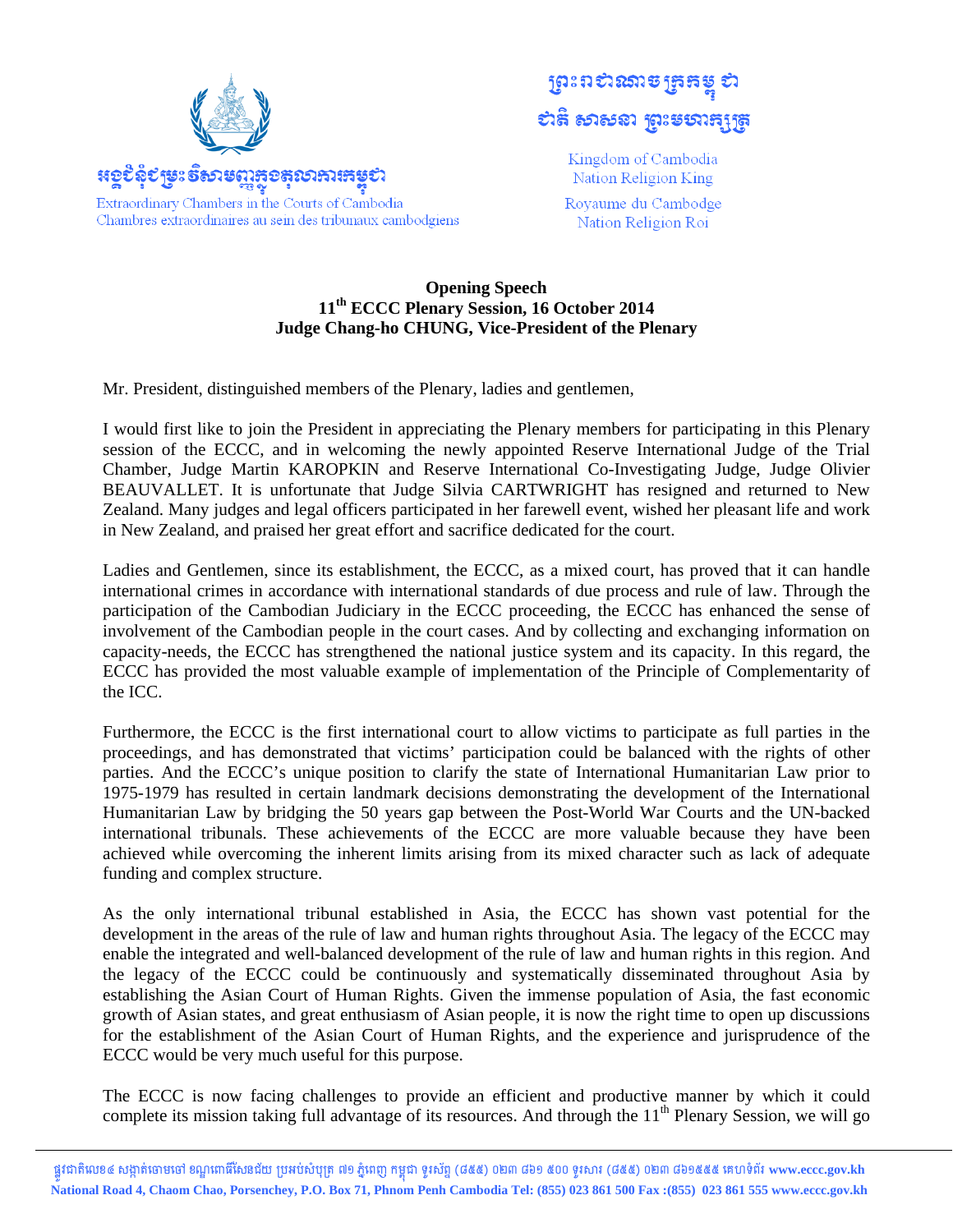អង្គជំនុំជម្រះវិសាមញ្ញក្នុងតុលាការកម្ពុជា

Extraordinary Chambers in the Courts of Cambodia
Chambres extraordinaires au sein des tribunaux cambodgiens

ព្រះរាជាណាចក្រកម្ពុជា
ជាតិ សាសនា ព្រះមហាក្សត្រ

Kingdom of Cambodia
Nation Religion King

Royaume du Cambodge
Nation Religion Roi

**Opening Speech**
**11th ECCC Plenary Session, 16 October 2014**
**Judge Chang-ho CHUNG, Vice-President of the Plenary**

Mr. President, distinguished members of the Plenary, ladies and gentlemen,

I would first like to join the President in appreciating the Plenary members for participating in this Plenary session of the ECCC, and in welcoming the newly appointed Reserve International Judge of the Trial Chamber, Judge Martin KAROPKIN and Reserve International Co-Investigating Judge, Judge Olivier BEAUVALLET. It is unfortunate that Judge Silvia CARTWRIGHT has resigned and returned to New Zealand. Many judges and legal officers participated in her farewell event, wished her pleasant life and work in New Zealand, and praised her great effort and sacrifice dedicated for the court.

Ladies and Gentlemen, since its establishment, the ECCC, as a mixed court, has proved that it can handle international crimes in accordance with international standards of due process and rule of law. Through the participation of the Cambodian Judiciary in the ECCC proceeding, the ECCC has enhanced the sense of involvement of the Cambodian people in the court cases. And by collecting and exchanging information on capacity-needs, the ECCC has strengthened the national justice system and its capacity. In this regard, the ECCC has provided the most valuable example of implementation of the Principle of Complementarity of the ICC.

Furthermore, the ECCC is the first international court to allow victims to participate as full parties in the proceedings, and has demonstrated that victims' participation could be balanced with the rights of other parties. And the ECCC's unique position to clarify the state of International Humanitarian Law prior to 1975-1979 has resulted in certain landmark decisions demonstrating the development of the International Humanitarian Law by bridging the 50 years gap between the Post-World War Courts and the UN-backed international tribunals. These achievements of the ECCC are more valuable because they have been achieved while overcoming the inherent limits arising from its mixed character such as lack of adequate funding and complex structure.

As the only international tribunal established in Asia, the ECCC has shown vast potential for the development in the areas of the rule of law and human rights throughout Asia. The legacy of the ECCC may enable the integrated and well-balanced development of the rule of law and human rights in this region. And the legacy of the ECCC could be continuously and systematically disseminated throughout Asia by establishing the Asian Court of Human Rights. Given the immense population of Asia, the fast economic growth of Asian states, and great enthusiasm of Asian people, it is now the right time to open up discussions for the establishment of the Asian Court of Human Rights, and the experience and jurisprudence of the ECCC would be very much useful for this purpose.

The ECCC is now facing challenges to provide an efficient and productive manner by which it could complete its mission taking full advantage of its resources. And through the 11th Plenary Session, we will go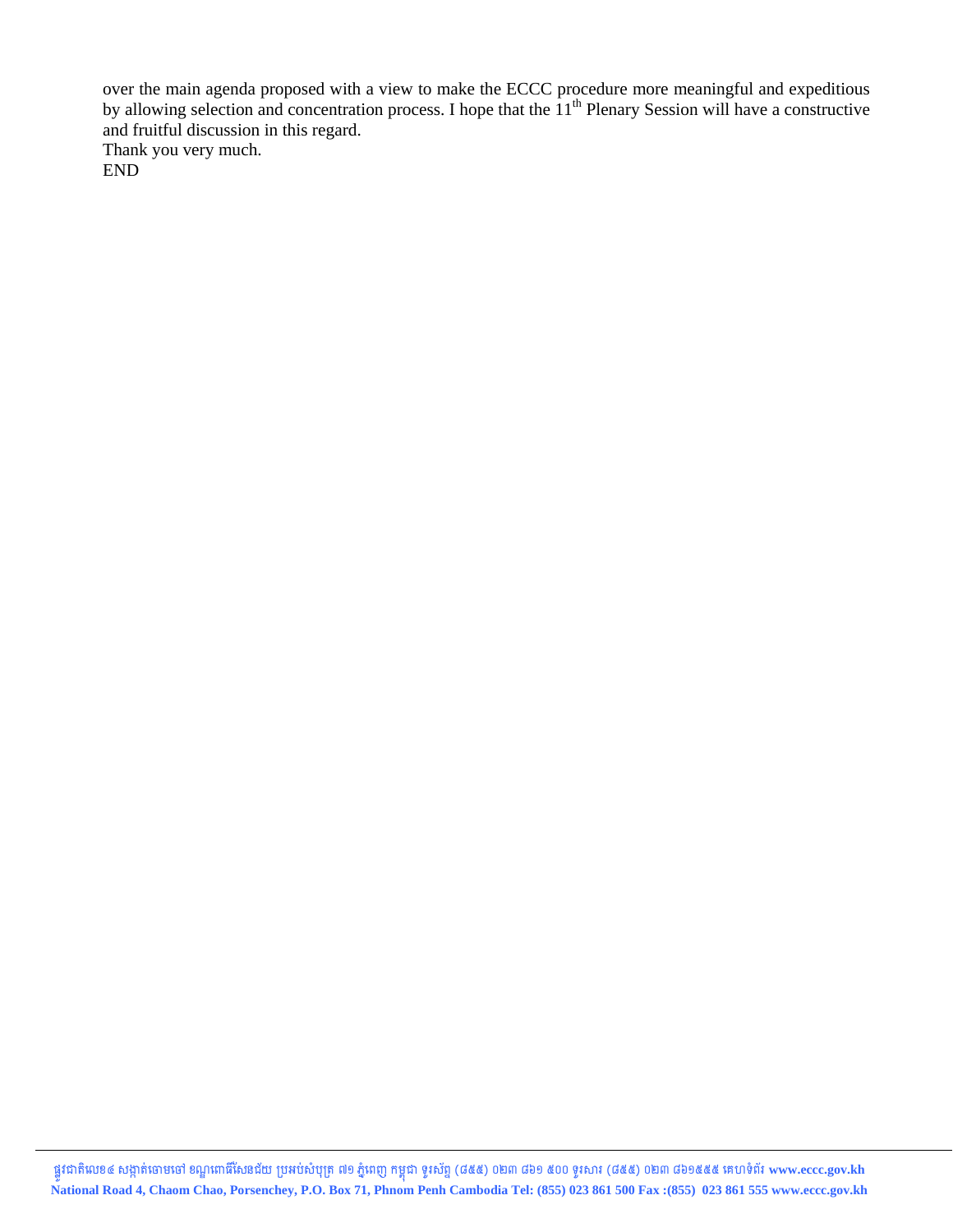over the main agenda proposed with a view to make the ECCC procedure more meaningful and expeditious by allowing selection and concentration process. I hope that the 11th Plenary Session will have a constructive and fruitful discussion in this regard.

Thank you very much.

END